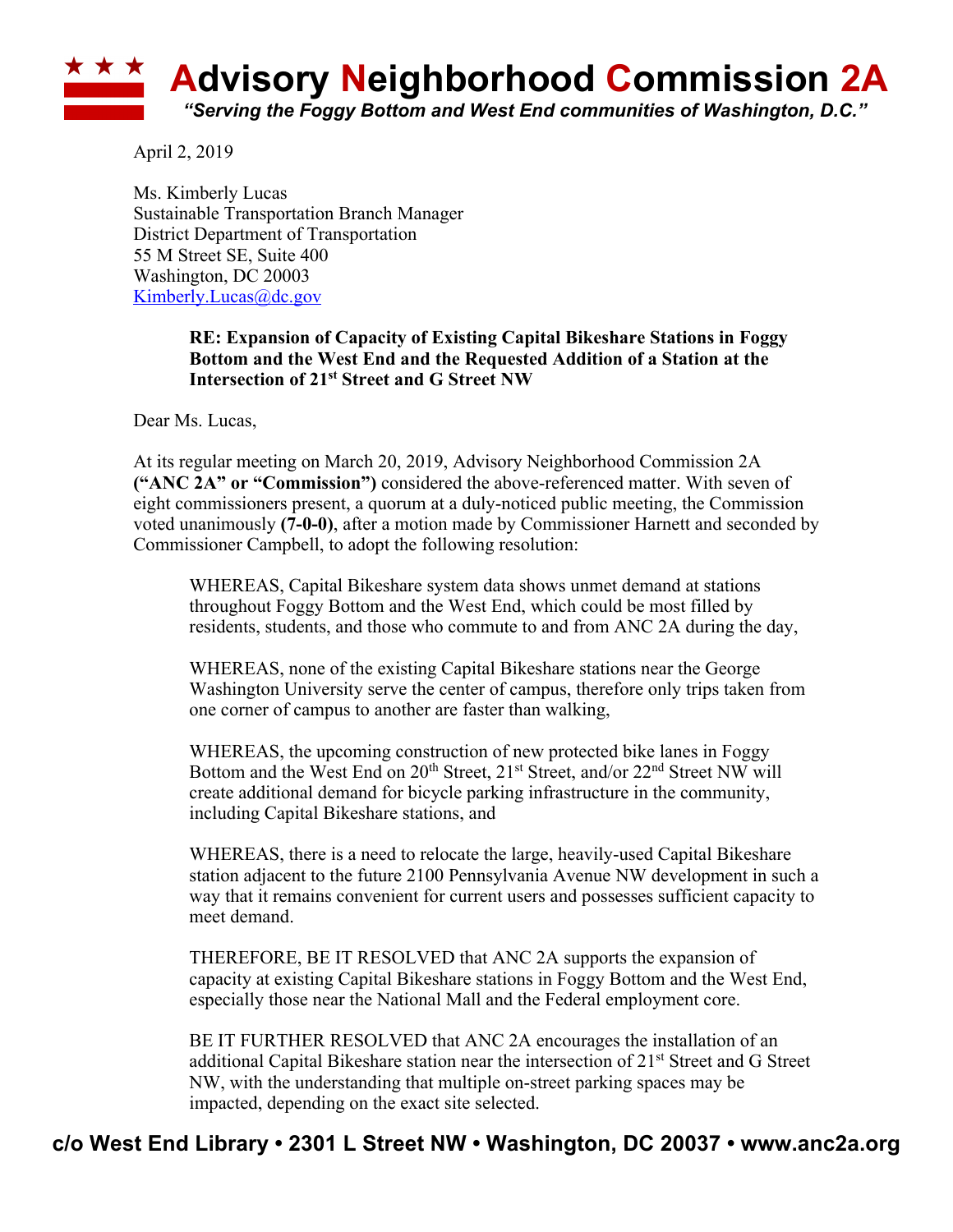# Advisory Neighborhood Commission 2A

*"Serving the Foggy Bottom and West End communities of Washington, D.C."*

April 2, 2019

Ms. Kimberly Lucas
Sustainable Transportation Branch Manager
District Department of Transportation
55 M Street SE, Suite 400
Washington, DC 20003
Kimberly.Lucas@dc.gov

**RE: Expansion of Capacity of Existing Capital Bikeshare Stations in Foggy Bottom and the West End and the Requested Addition of a Station at the Intersection of 21st Street and G Street NW**

Dear Ms. Lucas,

At its regular meeting on March 20, 2019, Advisory Neighborhood Commission 2A **("ANC 2A" or "Commission")** considered the above-referenced matter. With seven of eight commissioners present, a quorum at a duly-noticed public meeting, the Commission voted unanimously **(7-0-0)**, after a motion made by Commissioner Harnett and seconded by Commissioner Campbell, to adopt the following resolution:

> WHEREAS, Capital Bikeshare system data shows unmet demand at stations throughout Foggy Bottom and the West End, which could be most filled by residents, students, and those who commute to and from ANC 2A during the day,
>
> WHEREAS, none of the existing Capital Bikeshare stations near the George Washington University serve the center of campus, therefore only trips taken from one corner of campus to another are faster than walking,
>
> WHEREAS, the upcoming construction of new protected bike lanes in Foggy Bottom and the West End on 20th Street, 21st Street, and/or 22nd Street NW will create additional demand for bicycle parking infrastructure in the community, including Capital Bikeshare stations, and
>
> WHEREAS, there is a need to relocate the large, heavily-used Capital Bikeshare station adjacent to the future 2100 Pennsylvania Avenue NW development in such a way that it remains convenient for current users and possesses sufficient capacity to meet demand.
>
> THEREFORE, BE IT RESOLVED that ANC 2A supports the expansion of capacity at existing Capital Bikeshare stations in Foggy Bottom and the West End, especially those near the National Mall and the Federal employment core.
>
> BE IT FURTHER RESOLVED that ANC 2A encourages the installation of an additional Capital Bikeshare station near the intersection of 21st Street and G Street NW, with the understanding that multiple on-street parking spaces may be impacted, depending on the exact site selected.

**c/o West End Library • 2301 L Street NW • Washington, DC 20037 • www.anc2a.org**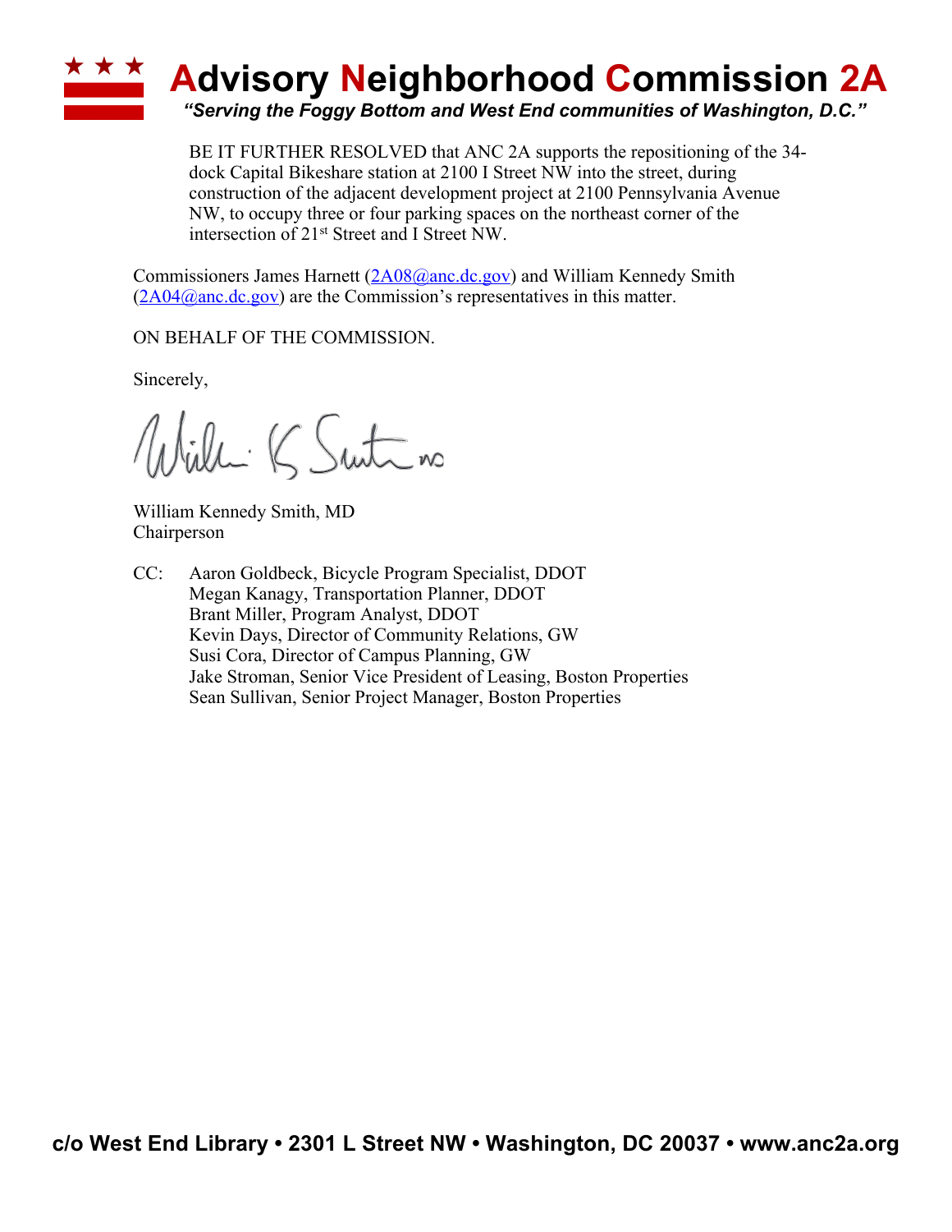BE IT FURTHER RESOLVED that ANC 2A supports the repositioning of the 34-dock Capital Bikeshare station at 2100 I Street NW into the street, during construction of the adjacent development project at 2100 Pennsylvania Avenue NW, to occupy three or four parking spaces on the northeast corner of the intersection of 21st Street and I Street NW.

Commissioners James Harnett (2A08@anc.dc.gov) and William Kennedy Smith (2A04@anc.dc.gov) are the Commission's representatives in this matter.

ON BEHALF OF THE COMMISSION.

Sincerely,

William Kennedy Smith, MD
Chairperson

CC: Aaron Goldbeck, Bicycle Program Specialist, DDOT
Megan Kanagy, Transportation Planner, DDOT
Brant Miller, Program Analyst, DDOT
Kevin Days, Director of Community Relations, GW
Susi Cora, Director of Campus Planning, GW
Jake Stroman, Senior Vice President of Leasing, Boston Properties
Sean Sullivan, Senior Project Manager, Boston Properties